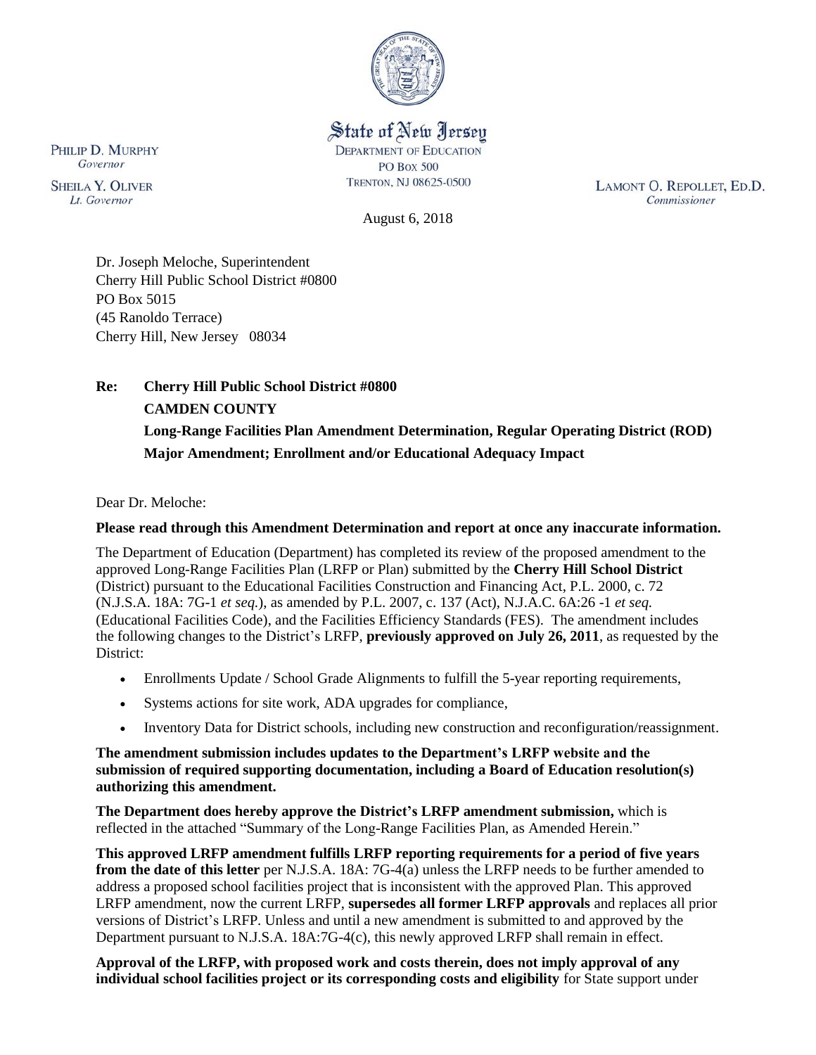State of New Jersey
DEPARTMENT OF EDUCATION
PO Box 500
TRENTON, NJ 08625-0500

PHILIP D. MURPHY
*Governor*

SHEILA Y. OLIVER
*Lt. Governor*

LAMONT O. REPOLLET, ED.D.
*Commissioner*

August 6, 2018

Dr. Joseph Meloche, Superintendent
Cherry Hill Public School District #0800
PO Box 5015
(45 Ranoldo Terrace)
Cherry Hill, New Jersey 08034

**Re: Cherry Hill Public School District #0800**
**CAMDEN COUNTY**
**Long-Range Facilities Plan Amendment Determination, Regular Operating District (ROD)**
**Major Amendment; Enrollment and/or Educational Adequacy Impact**

Dear Dr. Meloche:

**Please read through this Amendment Determination and report at once any inaccurate information.**

The Department of Education (Department) has completed its review of the proposed amendment to the approved Long-Range Facilities Plan (LRFP or Plan) submitted by the **Cherry Hill School District** (District) pursuant to the Educational Facilities Construction and Financing Act, P.L. 2000, c. 72 (N.J.S.A. 18A: 7G-1 *et seq.*), as amended by P.L. 2007, c. 137 (Act), N.J.A.C. 6A:26 -1 *et seq.* (Educational Facilities Code), and the Facilities Efficiency Standards (FES). The amendment includes the following changes to the District's LRFP, **previously approved on July 26, 2011**, as requested by the District:

- Enrollments Update / School Grade Alignments to fulfill the 5-year reporting requirements,
- Systems actions for site work, ADA upgrades for compliance,
- Inventory Data for District schools, including new construction and reconfiguration/reassignment.

**The amendment submission includes updates to the Department's LRFP website and the submission of required supporting documentation, including a Board of Education resolution(s) authorizing this amendment.**

**The Department does hereby approve the District's LRFP amendment submission,** which is reflected in the attached "Summary of the Long-Range Facilities Plan, as Amended Herein."

**This approved LRFP amendment fulfills LRFP reporting requirements for a period of five years from the date of this letter** per N.J.S.A. 18A: 7G-4(a) unless the LRFP needs to be further amended to address a proposed school facilities project that is inconsistent with the approved Plan. This approved LRFP amendment, now the current LRFP, **supersedes all former LRFP approvals** and replaces all prior versions of District's LRFP. Unless and until a new amendment is submitted to and approved by the Department pursuant to N.J.S.A. 18A:7G-4(c), this newly approved LRFP shall remain in effect.

**Approval of the LRFP, with proposed work and costs therein, does not imply approval of any individual school facilities project or its corresponding costs and eligibility** for State support under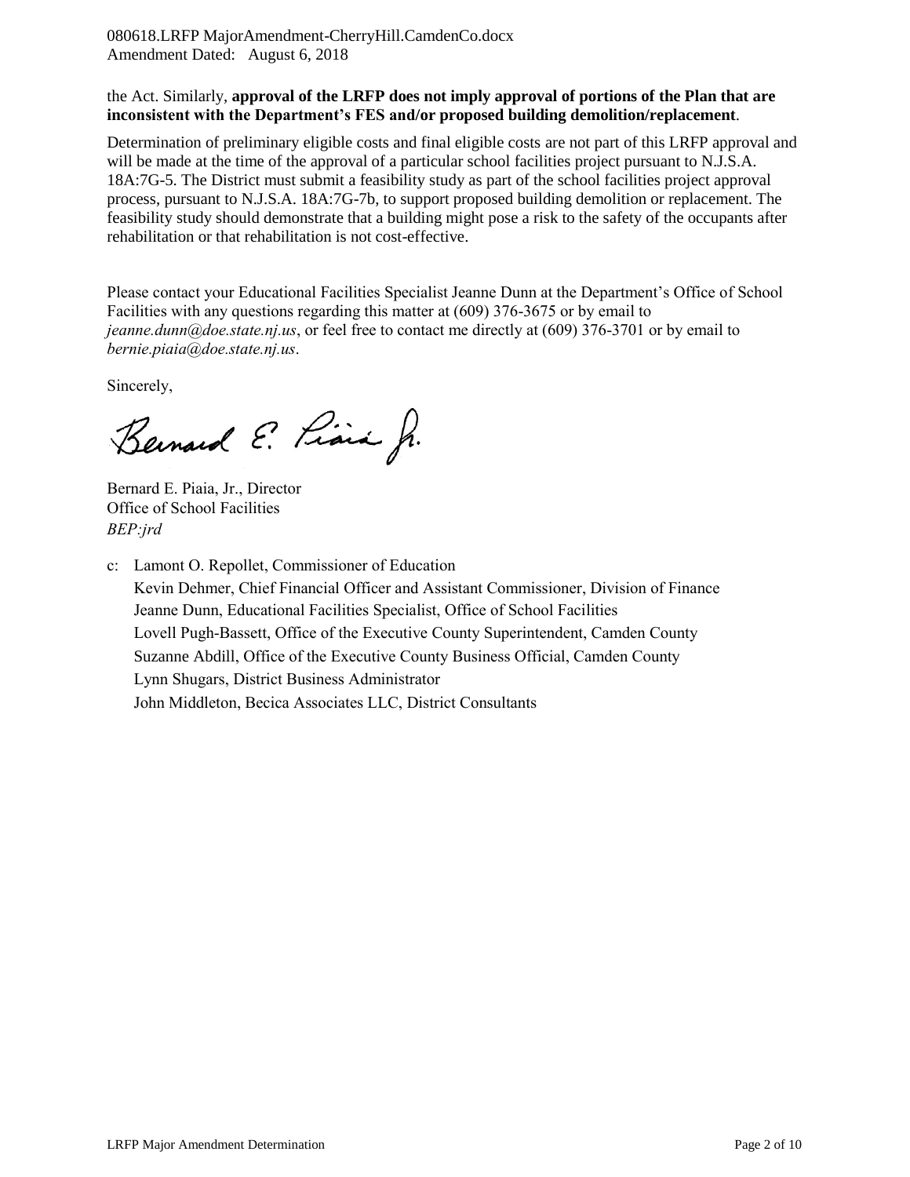the Act. Similarly, **approval of the LRFP does not imply approval of portions of the Plan that are inconsistent with the Department's FES and/or proposed building demolition/replacement**.

Determination of preliminary eligible costs and final eligible costs are not part of this LRFP approval and will be made at the time of the approval of a particular school facilities project pursuant to N.J.S.A. 18A:7G-5. The District must submit a feasibility study as part of the school facilities project approval process, pursuant to N.J.S.A. 18A:7G-7b, to support proposed building demolition or replacement. The feasibility study should demonstrate that a building might pose a risk to the safety of the occupants after rehabilitation or that rehabilitation is not cost-effective.

Please contact your Educational Facilities Specialist Jeanne Dunn at the Department's Office of School Facilities with any questions regarding this matter at (609) 376-3675 or by email to *jeanne.dunn@doe.state.nj.us*, or feel free to contact me directly at (609) 376-3701 or by email to *bernie.piaia@doe.state.nj.us*.

Sincerely,

Bernard E. Piaia, Jr.

Bernard E. Piaia, Jr., Director
Office of School Facilities
*BEP:jrd*

c: Lamont O. Repollet, Commissioner of Education
Kevin Dehmer, Chief Financial Officer and Assistant Commissioner, Division of Finance
Jeanne Dunn, Educational Facilities Specialist, Office of School Facilities
Lovell Pugh-Bassett, Office of the Executive County Superintendent, Camden County
Suzanne Abdill, Office of the Executive County Business Official, Camden County
Lynn Shugars, District Business Administrator
John Middleton, Becica Associates LLC, District Consultants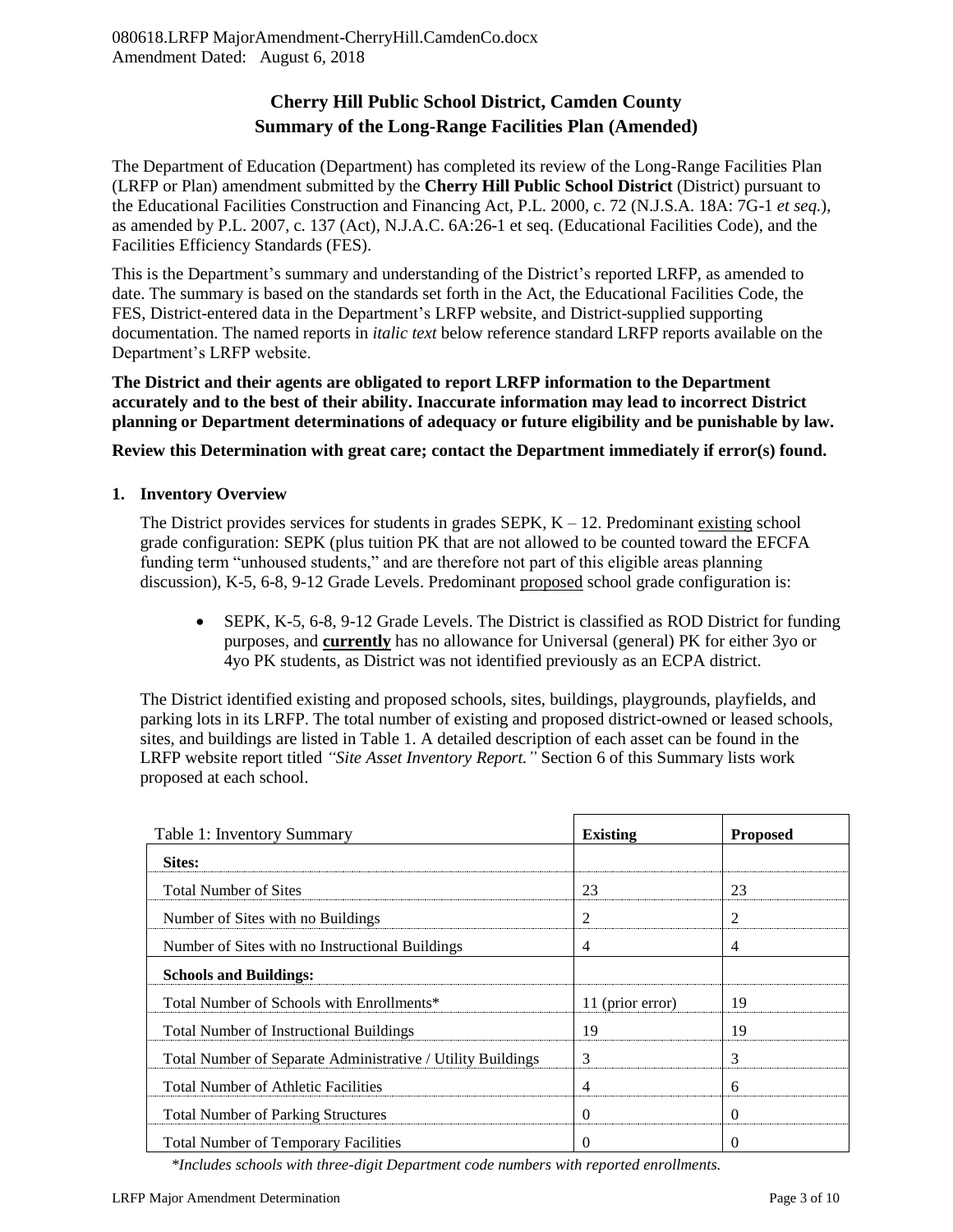080618.LRFP MajorAmendment-CherryHill.CamdenCo.docx
Amendment Dated: August 6, 2018

## Cherry Hill Public School District, Camden County
## Summary of the Long-Range Facilities Plan (Amended)

The Department of Education (Department) has completed its review of the Long-Range Facilities Plan (LRFP or Plan) amendment submitted by the **Cherry Hill Public School District** (District) pursuant to the Educational Facilities Construction and Financing Act, P.L. 2000, c. 72 (N.J.S.A. 18A: 7G-1 *et seq.*), as amended by P.L. 2007, c. 137 (Act), N.J.A.C. 6A:26-1 et seq. (Educational Facilities Code), and the Facilities Efficiency Standards (FES).

This is the Department's summary and understanding of the District's reported LRFP, as amended to date. The summary is based on the standards set forth in the Act, the Educational Facilities Code, the FES, District-entered data in the Department's LRFP website, and District-supplied supporting documentation. The named reports in *italic text* below reference standard LRFP reports available on the Department's LRFP website.

**The District and their agents are obligated to report LRFP information to the Department accurately and to the best of their ability. Inaccurate information may lead to incorrect District planning or Department determinations of adequacy or future eligibility and be punishable by law.**

**Review this Determination with great care; contact the Department immediately if error(s) found.**

### 1. Inventory Overview

The District provides services for students in grades SEPK, K – 12. Predominant existing school grade configuration: SEPK (plus tuition PK that are not allowed to be counted toward the EFCFA funding term "unhoused students," and are therefore not part of this eligible areas planning discussion), K-5, 6-8, 9-12 Grade Levels. Predominant proposed school grade configuration is:

- SEPK, K-5, 6-8, 9-12 Grade Levels. The District is classified as ROD District for funding purposes, and **currently** has no allowance for Universal (general) PK for either 3yo or 4yo PK students, as District was not identified previously as an ECPA district.

The District identified existing and proposed schools, sites, buildings, playgrounds, playfields, and parking lots in its LRFP. The total number of existing and proposed district-owned or leased schools, sites, and buildings are listed in Table 1. A detailed description of each asset can be found in the LRFP website report titled *"Site Asset Inventory Report."* Section 6 of this Summary lists work proposed at each school.

| Table 1: Inventory Summary | Existing | Proposed |
|---|---|---|
| **Sites:** | | |
| Total Number of Sites | 23 | 23 |
| Number of Sites with no Buildings | 2 | 2 |
| Number of Sites with no Instructional Buildings | 4 | 4 |
| **Schools and Buildings:** | | |
| Total Number of Schools with Enrollments* | 11 (prior error) | 19 |
| Total Number of Instructional Buildings | 19 | 19 |
| Total Number of Separate Administrative / Utility Buildings | 3 | 3 |
| Total Number of Athletic Facilities | 4 | 6 |
| Total Number of Parking Structures | 0 | 0 |
| Total Number of Temporary Facilities | 0 | 0 |

*\*Includes schools with three-digit Department code numbers with reported enrollments.*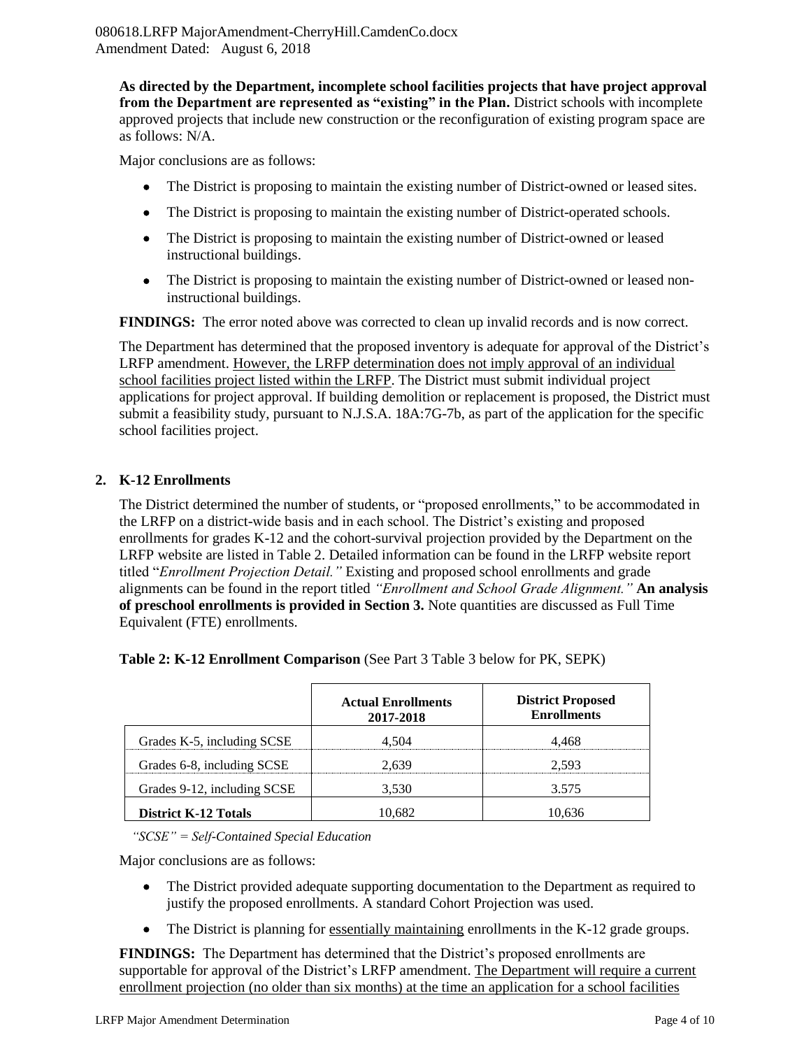**As directed by the Department, incomplete school facilities projects that have project approval from the Department are represented as "existing" in the Plan.** District schools with incomplete approved projects that include new construction or the reconfiguration of existing program space are as follows: N/A.

Major conclusions are as follows:

- The District is proposing to maintain the existing number of District-owned or leased sites.
- The District is proposing to maintain the existing number of District-operated schools.
- The District is proposing to maintain the existing number of District-owned or leased instructional buildings.
- The District is proposing to maintain the existing number of District-owned or leased non-instructional buildings.

**FINDINGS:** The error noted above was corrected to clean up invalid records and is now correct.

The Department has determined that the proposed inventory is adequate for approval of the District's LRFP amendment. <u>However, the LRFP determination does not imply approval of an individual school facilities project listed within the LRFP</u>. The District must submit individual project applications for project approval. If building demolition or replacement is proposed, the District must submit a feasibility study, pursuant to N.J.S.A. 18A:7G-7b, as part of the application for the specific school facilities project.

## 2. K-12 Enrollments

The District determined the number of students, or "proposed enrollments," to be accommodated in the LRFP on a district-wide basis and in each school. The District's existing and proposed enrollments for grades K-12 and the cohort-survival projection provided by the Department on the LRFP website are listed in Table 2. Detailed information can be found in the LRFP website report titled "*Enrollment Projection Detail.*" Existing and proposed school enrollments and grade alignments can be found in the report titled *"Enrollment and School Grade Alignment."* **An analysis of preschool enrollments is provided in Section 3.** Note quantities are discussed as Full Time Equivalent (FTE) enrollments.

**Table 2: K-12 Enrollment Comparison** (See Part 3 Table 3 below for PK, SEPK)

| | Actual Enrollments 2017-2018 | District Proposed Enrollments |
|---|---|---|
| Grades K-5, including SCSE | 4,504 | 4,468 |
| Grades 6-8, including SCSE | 2,639 | 2,593 |
| Grades 9-12, including SCSE | 3,530 | 3.575 |
| **District K-12 Totals** | 10,682 | 10,636 |

*"SCSE" = Self-Contained Special Education*

Major conclusions are as follows:

- The District provided adequate supporting documentation to the Department as required to justify the proposed enrollments. A standard Cohort Projection was used.
- The District is planning for <u>essentially maintaining</u> enrollments in the K-12 grade groups.

**FINDINGS:** The Department has determined that the District's proposed enrollments are supportable for approval of the District's LRFP amendment. <u>The Department will require a current enrollment projection (no older than six months) at the time an application for a school facilities</u>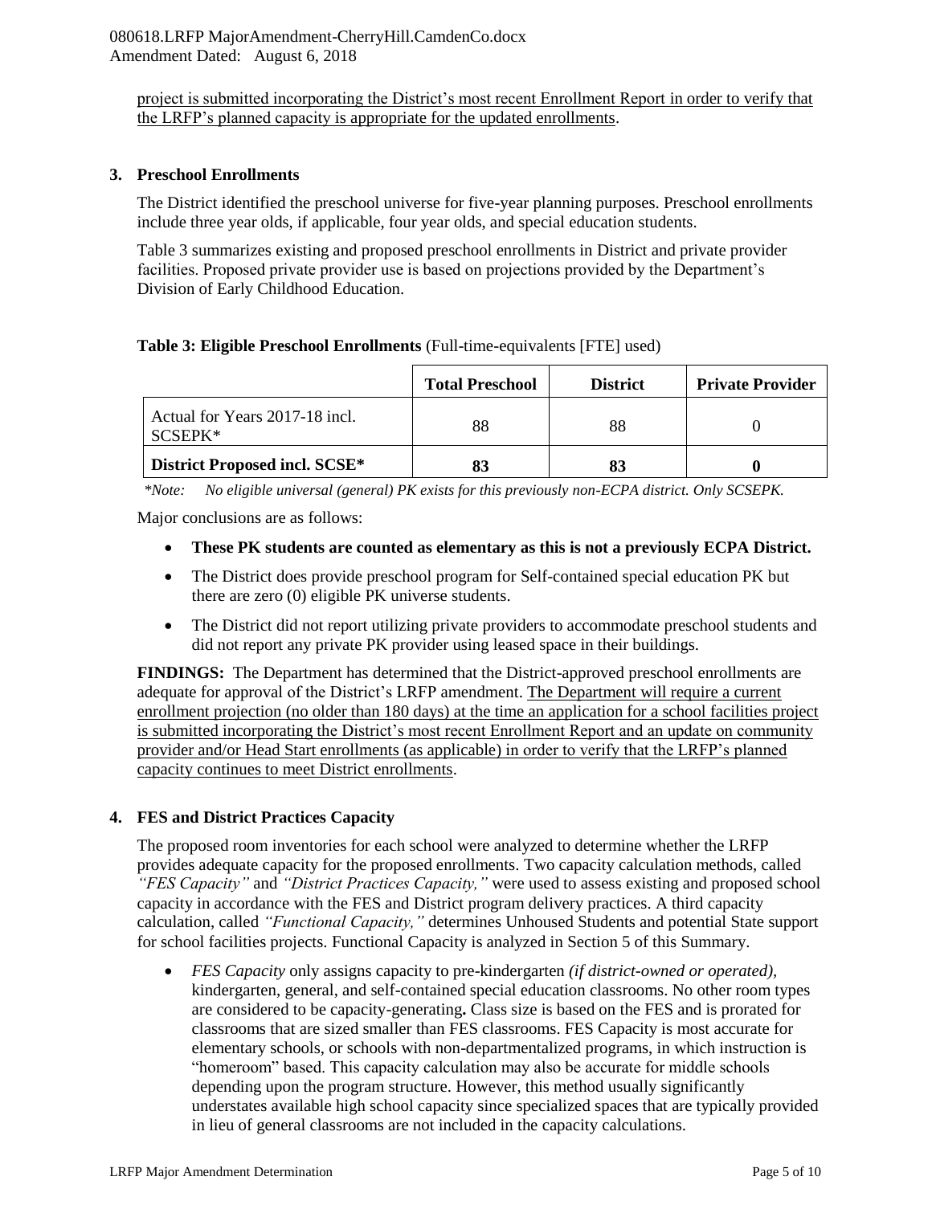project is submitted incorporating the District's most recent Enrollment Report in order to verify that the LRFP's planned capacity is appropriate for the updated enrollments.

### 3. Preschool Enrollments

The District identified the preschool universe for five-year planning purposes. Preschool enrollments include three year olds, if applicable, four year olds, and special education students.

Table 3 summarizes existing and proposed preschool enrollments in District and private provider facilities. Proposed private provider use is based on projections provided by the Department's Division of Early Childhood Education.

**Table 3: Eligible Preschool Enrollments** (Full-time-equivalents [FTE] used)

| | Total Preschool | District | Private Provider |
|---|---|---|---|
| Actual for Years 2017-18 incl. SCSEPK* | 88 | 88 | 0 |
| **District Proposed incl. SCSE*** | **83** | **83** | **0** |

*\*Note: No eligible universal (general) PK exists for this previously non-ECPA district. Only SCSEPK.*

Major conclusions are as follows:

- **These PK students are counted as elementary as this is not a previously ECPA District.**
- The District does provide preschool program for Self-contained special education PK but there are zero (0) eligible PK universe students.
- The District did not report utilizing private providers to accommodate preschool students and did not report any private PK provider using leased space in their buildings.

**FINDINGS:** The Department has determined that the District-approved preschool enrollments are adequate for approval of the District's LRFP amendment. The Department will require a current enrollment projection (no older than 180 days) at the time an application for a school facilities project is submitted incorporating the District's most recent Enrollment Report and an update on community provider and/or Head Start enrollments (as applicable) in order to verify that the LRFP's planned capacity continues to meet District enrollments.

### 4. FES and District Practices Capacity

The proposed room inventories for each school were analyzed to determine whether the LRFP provides adequate capacity for the proposed enrollments. Two capacity calculation methods, called *"FES Capacity"* and *"District Practices Capacity,"* were used to assess existing and proposed school capacity in accordance with the FES and District program delivery practices. A third capacity calculation, called *"Functional Capacity,"* determines Unhoused Students and potential State support for school facilities projects. Functional Capacity is analyzed in Section 5 of this Summary.

- *FES Capacity* only assigns capacity to pre-kindergarten *(if district-owned or operated),* kindergarten, general, and self-contained special education classrooms. No other room types are considered to be capacity-generating**.** Class size is based on the FES and is prorated for classrooms that are sized smaller than FES classrooms. FES Capacity is most accurate for elementary schools, or schools with non-departmentalized programs, in which instruction is "homeroom" based. This capacity calculation may also be accurate for middle schools depending upon the program structure. However, this method usually significantly understates available high school capacity since specialized spaces that are typically provided in lieu of general classrooms are not included in the capacity calculations.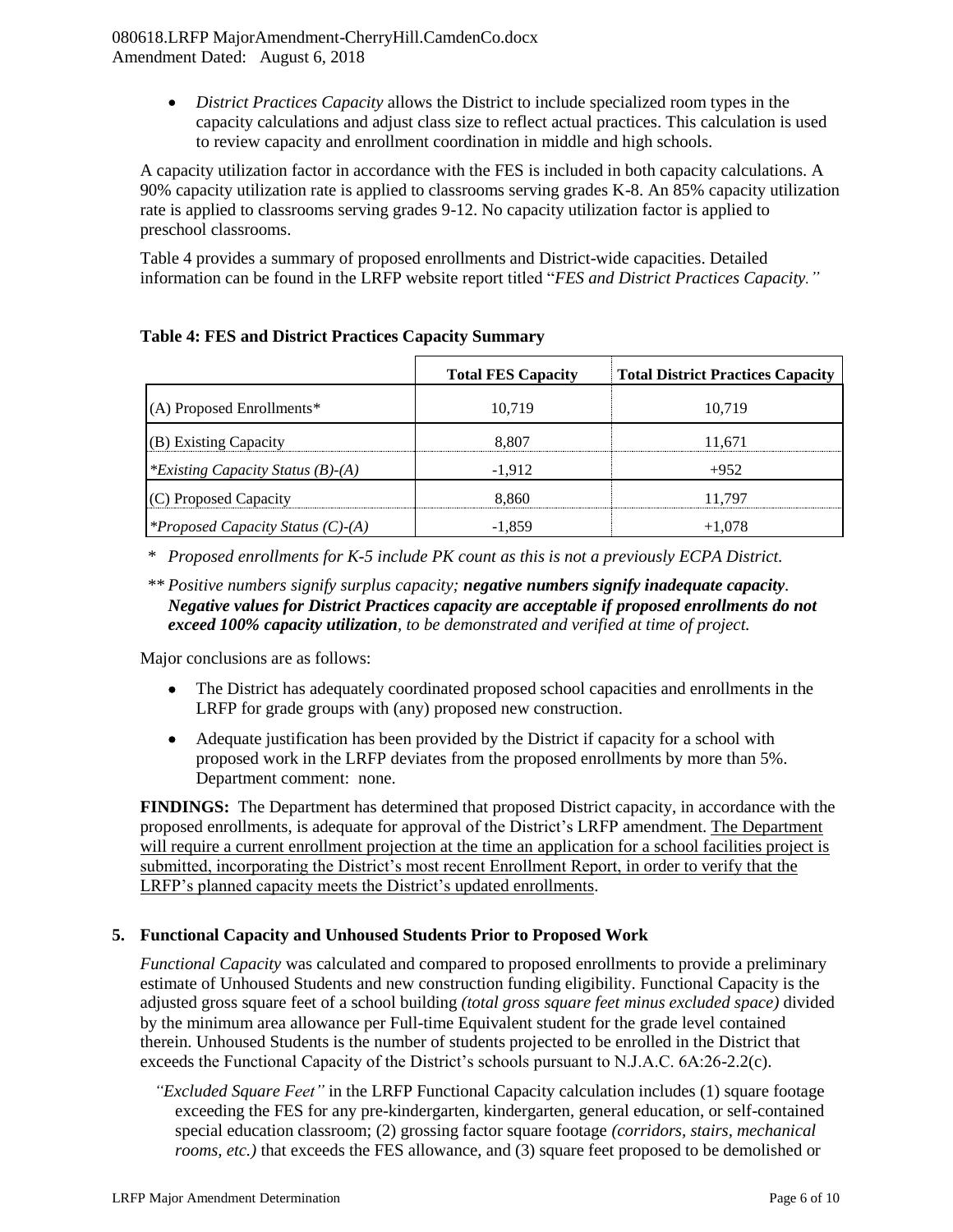- *District Practices Capacity* allows the District to include specialized room types in the capacity calculations and adjust class size to reflect actual practices. This calculation is used to review capacity and enrollment coordination in middle and high schools.

A capacity utilization factor in accordance with the FES is included in both capacity calculations. A 90% capacity utilization rate is applied to classrooms serving grades K-8. An 85% capacity utilization rate is applied to classrooms serving grades 9-12. No capacity utilization factor is applied to preschool classrooms.

Table 4 provides a summary of proposed enrollments and District-wide capacities. Detailed information can be found in the LRFP website report titled "*FES and District Practices Capacity.*"

**Table 4: FES and District Practices Capacity Summary**

| | Total FES Capacity | Total District Practices Capacity |
|---|---|---|
| (A) Proposed Enrollments* | 10,719 | 10,719 |
| (B) Existing Capacity | 8,807 | 11,671 |
| *\*Existing Capacity Status (B)-(A)* | -1,912 | +952 |
| (C) Proposed Capacity | 8,860 | 11,797 |
| *\*Proposed Capacity Status (C)-(A)* | -1,859 | +1,078 |

\* *Proposed enrollments for K-5 include PK count as this is not a previously ECPA District.*

\*\* *Positive numbers signify surplus capacity;* ***negative numbers signify inadequate capacity****.* ***Negative values for District Practices capacity are acceptable if proposed enrollments do not exceed 100% capacity utilization****, to be demonstrated and verified at time of project.*

Major conclusions are as follows:

- The District has adequately coordinated proposed school capacities and enrollments in the LRFP for grade groups with (any) proposed new construction.
- Adequate justification has been provided by the District if capacity for a school with proposed work in the LRFP deviates from the proposed enrollments by more than 5%. Department comment: none.

**FINDINGS:** The Department has determined that proposed District capacity, in accordance with the proposed enrollments, is adequate for approval of the District's LRFP amendment. <u>The Department will require a current enrollment projection at the time an application for a school facilities project is submitted, incorporating the District's most recent Enrollment Report, in order to verify that the LRFP's planned capacity meets the District's updated enrollments</u>.

## 5. Functional Capacity and Unhoused Students Prior to Proposed Work

*Functional Capacity* was calculated and compared to proposed enrollments to provide a preliminary estimate of Unhoused Students and new construction funding eligibility. Functional Capacity is the adjusted gross square feet of a school building *(total gross square feet minus excluded space)* divided by the minimum area allowance per Full-time Equivalent student for the grade level contained therein. Unhoused Students is the number of students projected to be enrolled in the District that exceeds the Functional Capacity of the District's schools pursuant to N.J.A.C. 6A:26-2.2(c).

*"Excluded Square Feet"* in the LRFP Functional Capacity calculation includes (1) square footage exceeding the FES for any pre-kindergarten, kindergarten, general education, or self-contained special education classroom; (2) grossing factor square footage *(corridors, stairs, mechanical rooms, etc.)* that exceeds the FES allowance, and (3) square feet proposed to be demolished or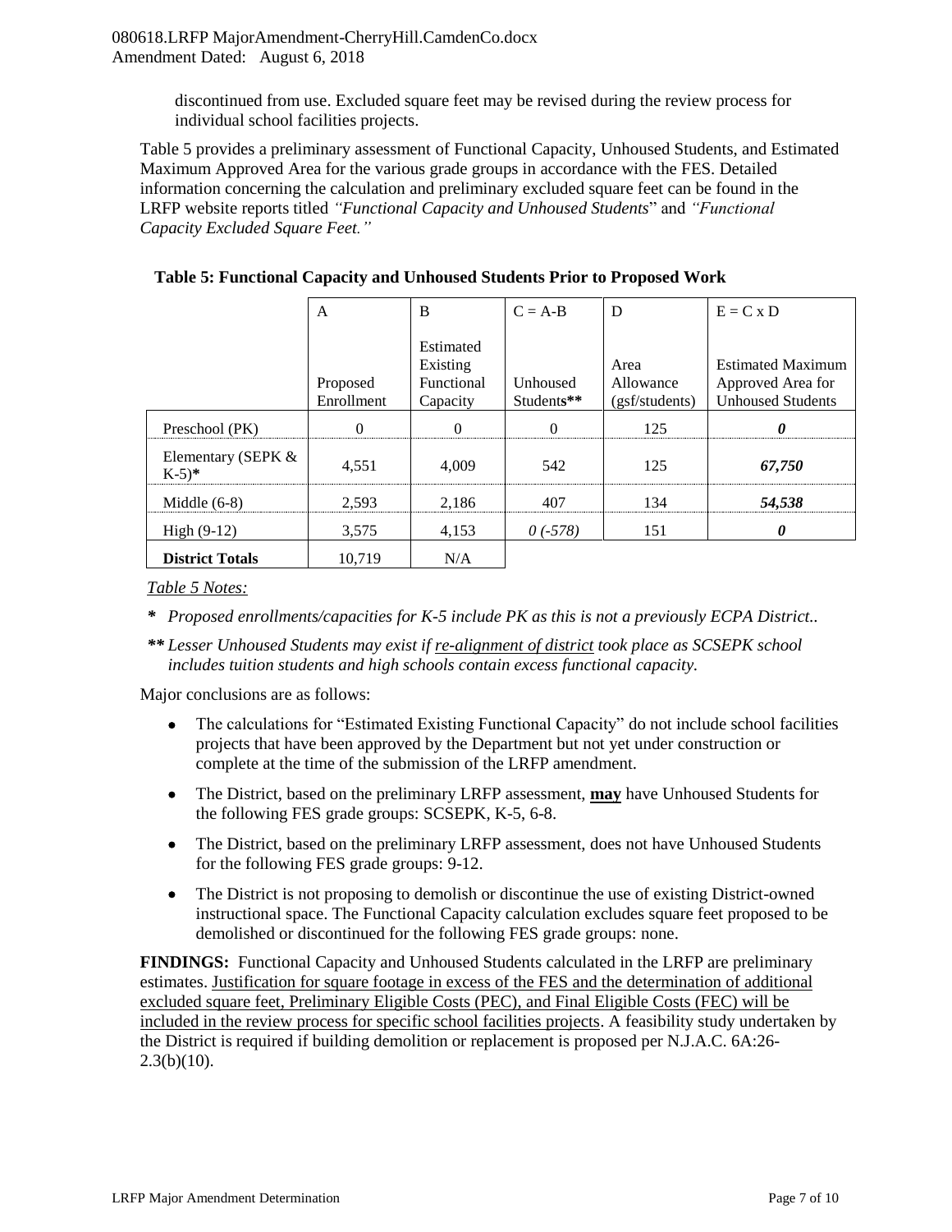discontinued from use. Excluded square feet may be revised during the review process for individual school facilities projects.

Table 5 provides a preliminary assessment of Functional Capacity, Unhoused Students, and Estimated Maximum Approved Area for the various grade groups in accordance with the FES. Detailed information concerning the calculation and preliminary excluded square feet can be found in the LRFP website reports titled *"Functional Capacity and Unhoused Students"* and *"Functional Capacity Excluded Square Feet."*

**Table 5: Functional Capacity and Unhoused Students Prior to Proposed Work**

| | A<br>Proposed Enrollment | B<br>Estimated Existing Functional Capacity | C = A-B<br>Unhoused Students** | D<br>Area Allowance (gsf/students) | E = C x D<br>Estimated Maximum Approved Area for Unhoused Students |
|---|---|---|---|---|---|
| Preschool (PK) | 0 | 0 | 0 | 125 | ***0*** |
| Elementary (SEPK & K-5)* | 4,551 | 4,009 | 542 | 125 | ***67,750*** |
| Middle (6-8) | 2,593 | 2,186 | 407 | 134 | ***54,538*** |
| High (9-12) | 3,575 | 4,153 | *0 (-578)* | 151 | ***0*** |
| **District Totals** | 10,719 | N/A | | | |

*Table 5 Notes:*

**\*** *Proposed enrollments/capacities for K-5 include PK as this is not a previously ECPA District..*

**\*\*** *Lesser Unhoused Students may exist if re-alignment of district took place as SCSEPK school includes tuition students and high schools contain excess functional capacity.*

Major conclusions are as follows:

- The calculations for "Estimated Existing Functional Capacity" do not include school facilities projects that have been approved by the Department but not yet under construction or complete at the time of the submission of the LRFP amendment.
- The District, based on the preliminary LRFP assessment, **may** have Unhoused Students for the following FES grade groups: SCSEPK, K-5, 6-8.
- The District, based on the preliminary LRFP assessment, does not have Unhoused Students for the following FES grade groups: 9-12.
- The District is not proposing to demolish or discontinue the use of existing District-owned instructional space. The Functional Capacity calculation excludes square feet proposed to be demolished or discontinued for the following FES grade groups: none.

**FINDINGS:** Functional Capacity and Unhoused Students calculated in the LRFP are preliminary estimates. Justification for square footage in excess of the FES and the determination of additional excluded square feet, Preliminary Eligible Costs (PEC), and Final Eligible Costs (FEC) will be included in the review process for specific school facilities projects. A feasibility study undertaken by the District is required if building demolition or replacement is proposed per N.J.A.C. 6A:26-2.3(b)(10).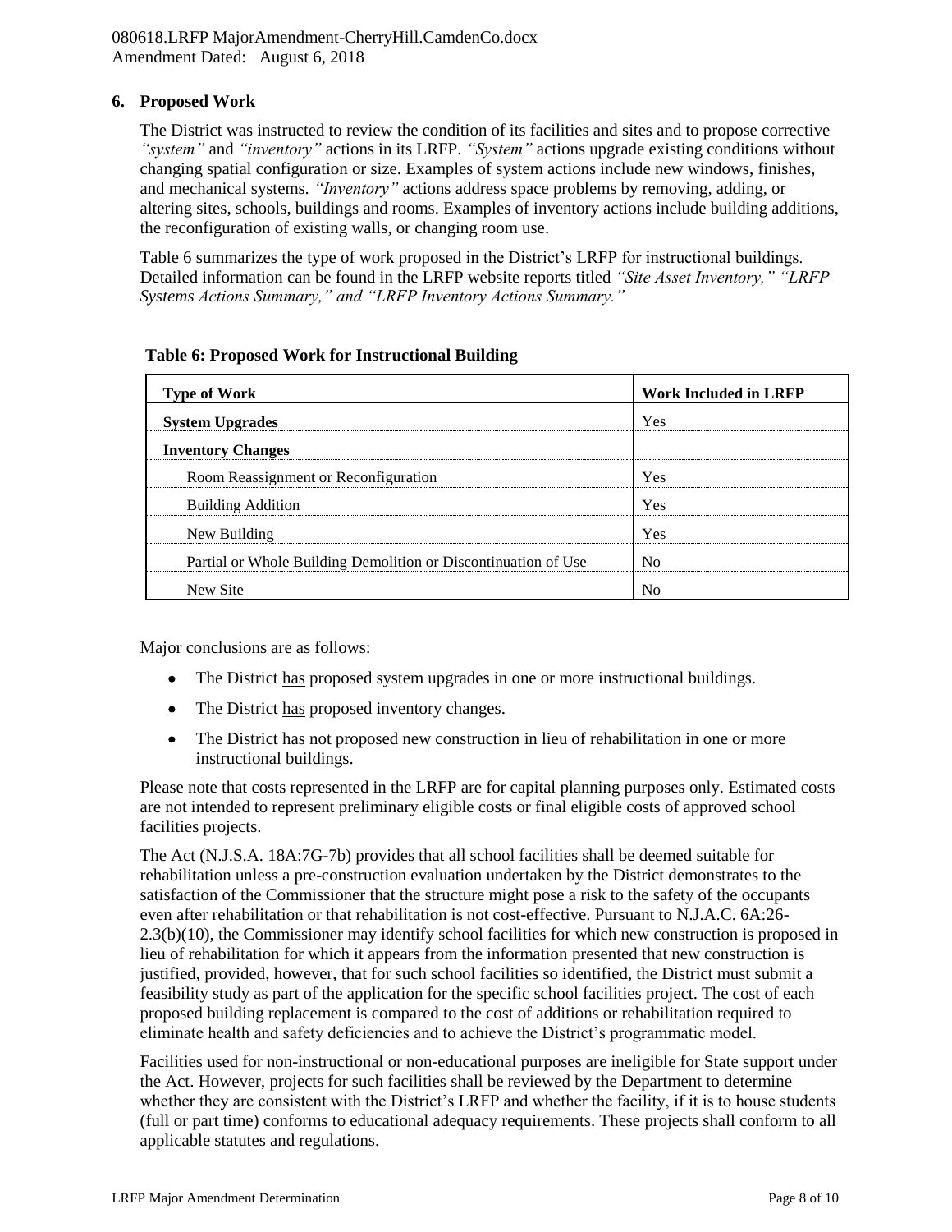## 6. Proposed Work

The District was instructed to review the condition of its facilities and sites and to propose corrective *"system"* and *"inventory"* actions in its LRFP. *"System"* actions upgrade existing conditions without changing spatial configuration or size. Examples of system actions include new windows, finishes, and mechanical systems. *"Inventory"* actions address space problems by removing, adding, or altering sites, schools, buildings and rooms. Examples of inventory actions include building additions, the reconfiguration of existing walls, or changing room use.

Table 6 summarizes the type of work proposed in the District's LRFP for instructional buildings. Detailed information can be found in the LRFP website reports titled *"Site Asset Inventory," "LRFP Systems Actions Summary," and "LRFP Inventory Actions Summary."*

**Table 6: Proposed Work for Instructional Building**

| Type of Work | Work Included in LRFP |
|---|---|
| **System Upgrades** | Yes |
| **Inventory Changes** | |
| Room Reassignment or Reconfiguration | Yes |
| Building Addition | Yes |
| New Building | Yes |
| Partial or Whole Building Demolition or Discontinuation of Use | No |
| New Site | No |

Major conclusions are as follows:

- The District has proposed system upgrades in one or more instructional buildings.
- The District has proposed inventory changes.
- The District has not proposed new construction in lieu of rehabilitation in one or more instructional buildings.

Please note that costs represented in the LRFP are for capital planning purposes only. Estimated costs are not intended to represent preliminary eligible costs or final eligible costs of approved school facilities projects.

The Act (N.J.S.A. 18A:7G-7b) provides that all school facilities shall be deemed suitable for rehabilitation unless a pre-construction evaluation undertaken by the District demonstrates to the satisfaction of the Commissioner that the structure might pose a risk to the safety of the occupants even after rehabilitation or that rehabilitation is not cost-effective. Pursuant to N.J.A.C. 6A:26-2.3(b)(10), the Commissioner may identify school facilities for which new construction is proposed in lieu of rehabilitation for which it appears from the information presented that new construction is justified, provided, however, that for such school facilities so identified, the District must submit a feasibility study as part of the application for the specific school facilities project. The cost of each proposed building replacement is compared to the cost of additions or rehabilitation required to eliminate health and safety deficiencies and to achieve the District's programmatic model.

Facilities used for non-instructional or non-educational purposes are ineligible for State support under the Act. However, projects for such facilities shall be reviewed by the Department to determine whether they are consistent with the District's LRFP and whether the facility, if it is to house students (full or part time) conforms to educational adequacy requirements. These projects shall conform to all applicable statutes and regulations.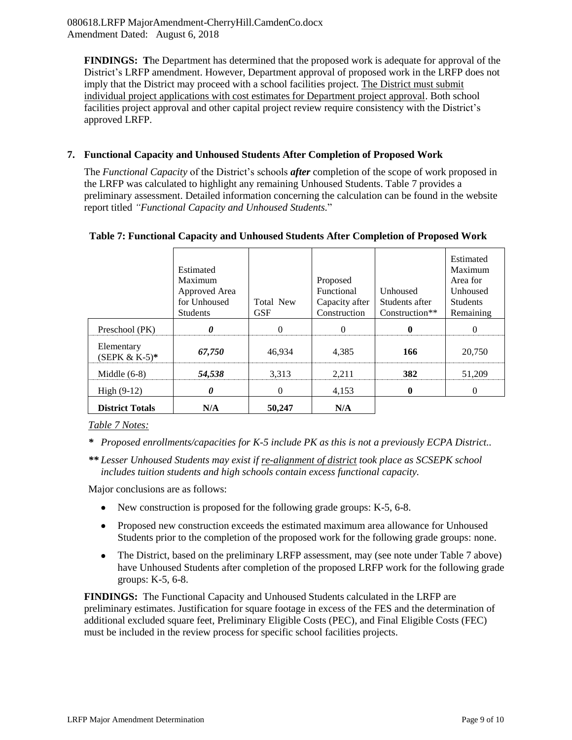**FINDINGS: T**he Department has determined that the proposed work is adequate for approval of the District's LRFP amendment. However, Department approval of proposed work in the LRFP does not imply that the District may proceed with a school facilities project. The District must submit individual project applications with cost estimates for Department project approval. Both school facilities project approval and other capital project review require consistency with the District's approved LRFP.

## 7. Functional Capacity and Unhoused Students After Completion of Proposed Work

The *Functional Capacity* of the District's schools ***after*** completion of the scope of work proposed in the LRFP was calculated to highlight any remaining Unhoused Students. Table 7 provides a preliminary assessment. Detailed information concerning the calculation can be found in the website report titled *"Functional Capacity and Unhoused Students.*"

**Table 7: Functional Capacity and Unhoused Students After Completion of Proposed Work**

| | Estimated Maximum Approved Area for Unhoused Students | Total New GSF | Proposed Functional Capacity after Construction | Unhoused Students after Construction** | Estimated Maximum Area for Unhoused Students Remaining |
|---|---|---|---|---|---|
| Preschool (PK) | ***0*** | 0 | 0 | **0** | 0 |
| Elementary (SEPK & K-5)* | ***67,750*** | 46,934 | 4,385 | **166** | 20,750 |
| Middle (6-8) | ***54,538*** | 3,313 | 2,211 | **382** | 51,209 |
| High (9-12) | ***0*** | 0 | 4,153 | **0** | 0 |
| **District Totals** | **N/A** | **50,247** | **N/A** | | |

*Table 7 Notes:*

**\*** *Proposed enrollments/capacities for K-5 include PK as this is not a previously ECPA District..*

**\*\*** *Lesser Unhoused Students may exist if re-alignment of district took place as SCSEPK school includes tuition students and high schools contain excess functional capacity.*

Major conclusions are as follows:

- New construction is proposed for the following grade groups: K-5, 6-8.
- Proposed new construction exceeds the estimated maximum area allowance for Unhoused Students prior to the completion of the proposed work for the following grade groups: none.
- The District, based on the preliminary LRFP assessment, may (see note under Table 7 above) have Unhoused Students after completion of the proposed LRFP work for the following grade groups: K-5, 6-8.

**FINDINGS:** The Functional Capacity and Unhoused Students calculated in the LRFP are preliminary estimates. Justification for square footage in excess of the FES and the determination of additional excluded square feet, Preliminary Eligible Costs (PEC), and Final Eligible Costs (FEC) must be included in the review process for specific school facilities projects.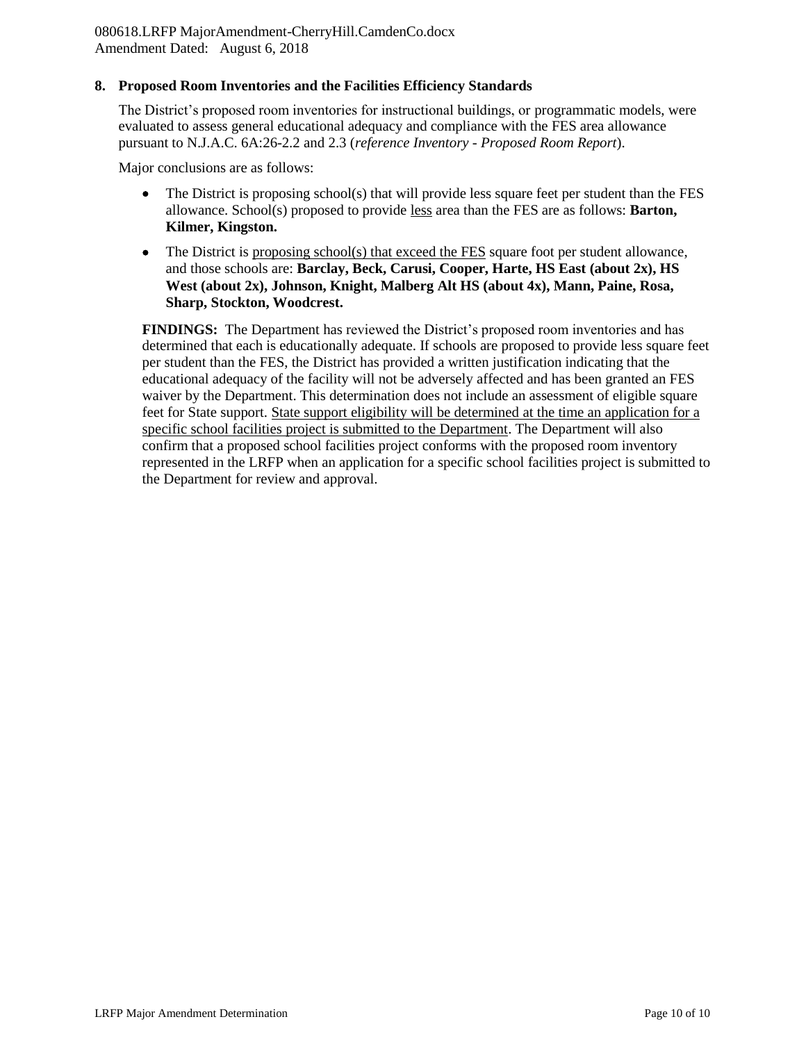## 8. Proposed Room Inventories and the Facilities Efficiency Standards

The District's proposed room inventories for instructional buildings, or programmatic models, were evaluated to assess general educational adequacy and compliance with the FES area allowance pursuant to N.J.A.C. 6A:26-2.2 and 2.3 (*reference Inventory - Proposed Room Report*).

Major conclusions are as follows:

- The District is proposing school(s) that will provide less square feet per student than the FES allowance. School(s) proposed to provide less area than the FES are as follows: **Barton, Kilmer, Kingston.**
- The District is proposing school(s) that exceed the FES square foot per student allowance, and those schools are: **Barclay, Beck, Carusi, Cooper, Harte, HS East (about 2x), HS West (about 2x), Johnson, Knight, Malberg Alt HS (about 4x), Mann, Paine, Rosa, Sharp, Stockton, Woodcrest.**

**FINDINGS:** The Department has reviewed the District's proposed room inventories and has determined that each is educationally adequate. If schools are proposed to provide less square feet per student than the FES, the District has provided a written justification indicating that the educational adequacy of the facility will not be adversely affected and has been granted an FES waiver by the Department. This determination does not include an assessment of eligible square feet for State support. State support eligibility will be determined at the time an application for a specific school facilities project is submitted to the Department. The Department will also confirm that a proposed school facilities project conforms with the proposed room inventory represented in the LRFP when an application for a specific school facilities project is submitted to the Department for review and approval.